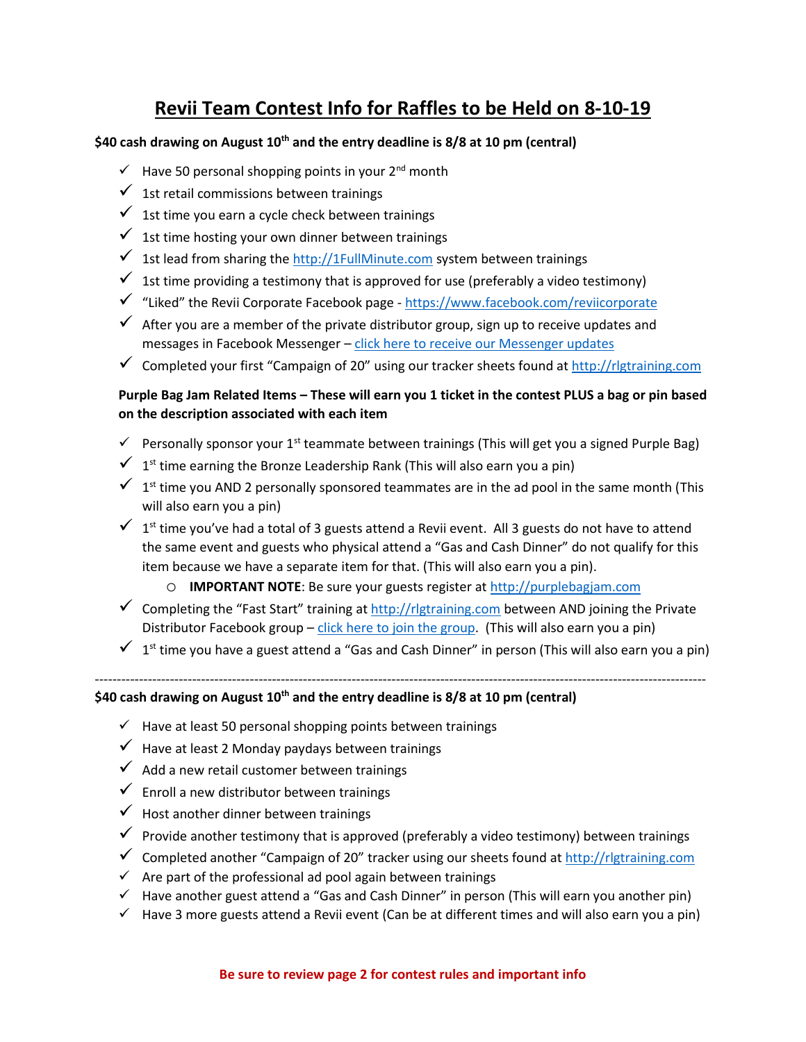# Revii Team Contest Info for Raffles to be Held on 8-10-19

**$40 cash drawing on August 10th and the entry deadline is 8/8 at 10 pm (central)**

- ✓ Have 50 personal shopping points in your 2nd month
- ✓ 1st retail commissions between trainings
- ✓ 1st time you earn a cycle check between trainings
- ✓ 1st time hosting your own dinner between trainings
- ✓ 1st lead from sharing the http://1FullMinute.com system between trainings
- ✓ 1st time providing a testimony that is approved for use (preferably a video testimony)
- ✓ "Liked" the Revii Corporate Facebook page - https://www.facebook.com/reviicorporate
- ✓ After you are a member of the private distributor group, sign up to receive updates and messages in Facebook Messenger – click here to receive our Messenger updates
- ✓ Completed your first "Campaign of 20" using our tracker sheets found at http://rlgtraining.com

**Purple Bag Jam Related Items – These will earn you 1 ticket in the contest PLUS a bag or pin based on the description associated with each item**

- ✓ Personally sponsor your 1st teammate between trainings (This will get you a signed Purple Bag)
- ✓ 1st time earning the Bronze Leadership Rank (This will also earn you a pin)
- ✓ 1st time you AND 2 personally sponsored teammates are in the ad pool in the same month (This will also earn you a pin)
- ✓ 1st time you've had a total of 3 guests attend a Revii event. All 3 guests do not have to attend the same event and guests who physical attend a "Gas and Cash Dinner" do not qualify for this item because we have a separate item for that. (This will also earn you a pin).
  - **IMPORTANT NOTE**: Be sure your guests register at http://purplebagjam.com
- ✓ Completing the "Fast Start" training at http://rlgtraining.com between AND joining the Private Distributor Facebook group – click here to join the group. (This will also earn you a pin)
- ✓ 1st time you have a guest attend a "Gas and Cash Dinner" in person (This will also earn you a pin)

---

**$40 cash drawing on August 10th and the entry deadline is 8/8 at 10 pm (central)**

- ✓ Have at least 50 personal shopping points between trainings
- ✓ Have at least 2 Monday paydays between trainings
- ✓ Add a new retail customer between trainings
- ✓ Enroll a new distributor between trainings
- ✓ Host another dinner between trainings
- ✓ Provide another testimony that is approved (preferably a video testimony) between trainings
- ✓ Completed another "Campaign of 20" tracker using our sheets found at http://rlgtraining.com
- ✓ Are part of the professional ad pool again between trainings
- ✓ Have another guest attend a "Gas and Cash Dinner" in person (This will earn you another pin)
- ✓ Have 3 more guests attend a Revii event (Can be at different times and will also earn you a pin)

**Be sure to review page 2 for contest rules and important info**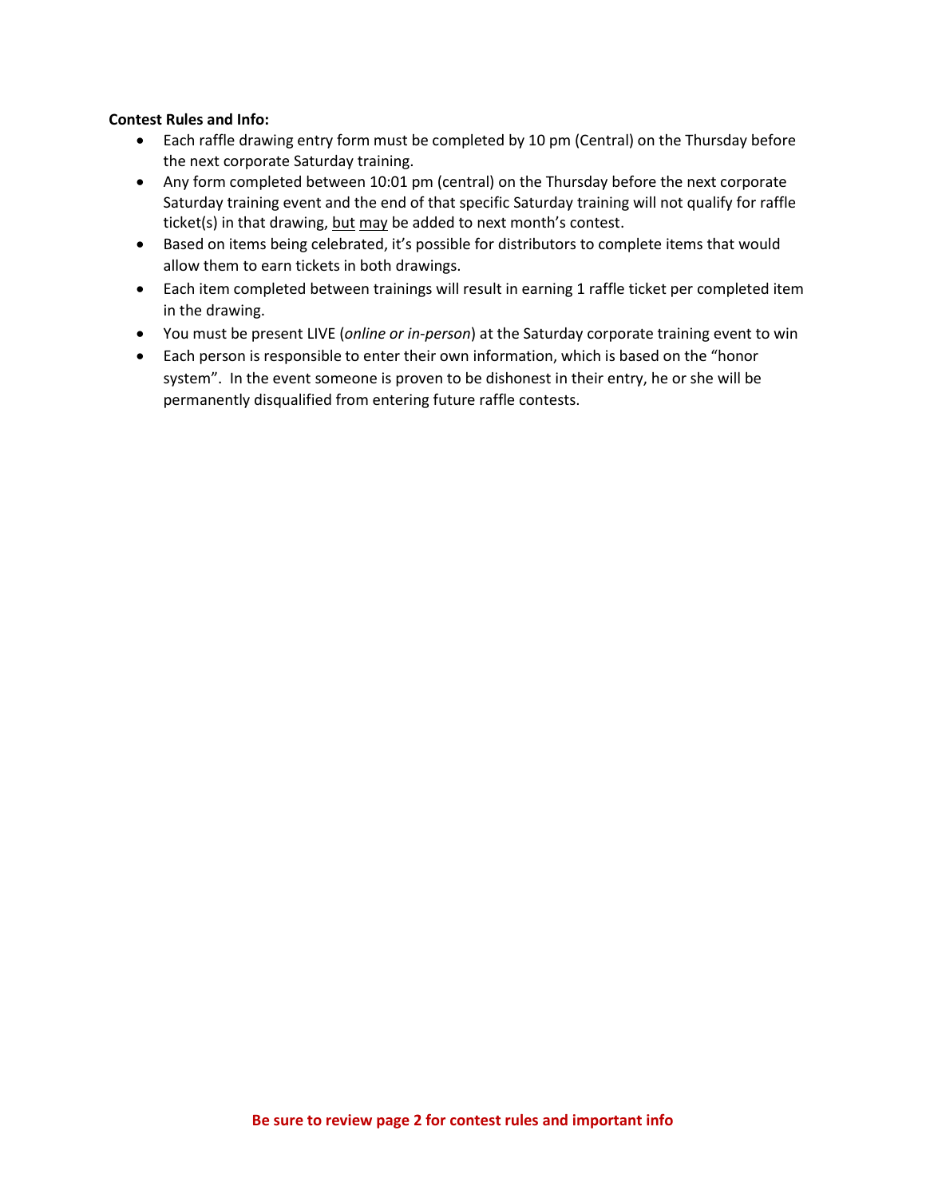**Contest Rules and Info:**

- Each raffle drawing entry form must be completed by 10 pm (Central) on the Thursday before the next corporate Saturday training.
- Any form completed between 10:01 pm (central) on the Thursday before the next corporate Saturday training event and the end of that specific Saturday training will not qualify for raffle ticket(s) in that drawing, but may be added to next month's contest.
- Based on items being celebrated, it's possible for distributors to complete items that would allow them to earn tickets in both drawings.
- Each item completed between trainings will result in earning 1 raffle ticket per completed item in the drawing.
- You must be present LIVE (*online or in-person*) at the Saturday corporate training event to win
- Each person is responsible to enter their own information, which is based on the "honor system". In the event someone is proven to be dishonest in their entry, he or she will be permanently disqualified from entering future raffle contests.